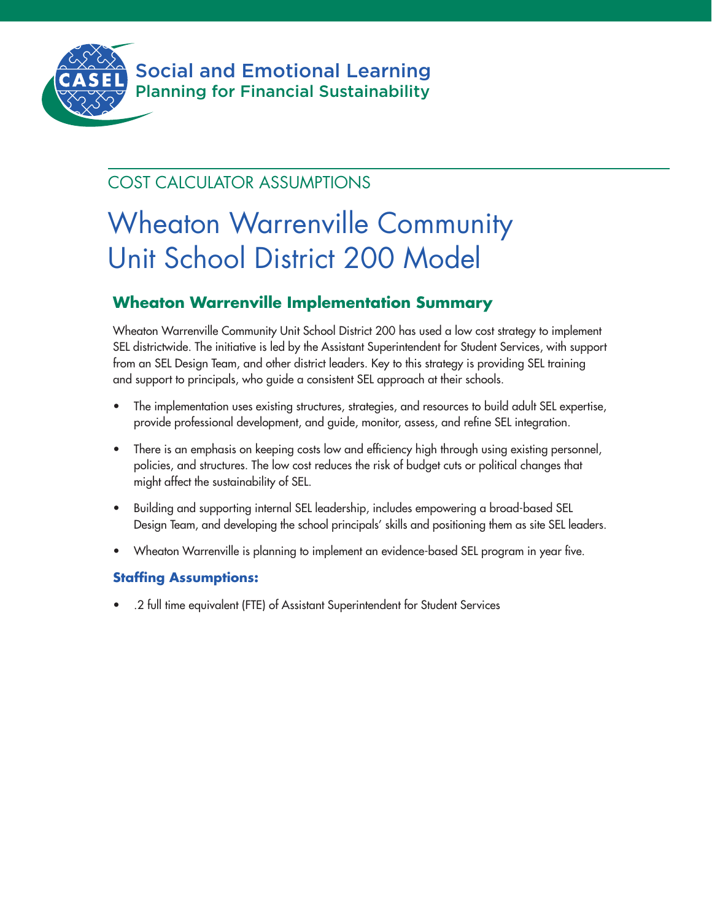Social and Emotional Learning
Planning for Financial Sustainability

COST CALCULATOR ASSUMPTIONS

# Wheaton Warrenville Community Unit School District 200 Model

## Wheaton Warrenville Implementation Summary

Wheaton Warrenville Community Unit School District 200 has used a low cost strategy to implement SEL districtwide. The initiative is led by the Assistant Superintendent for Student Services, with support from an SEL Design Team, and other district leaders. Key to this strategy is providing SEL training and support to principals, who guide a consistent SEL approach at their schools.

- The implementation uses existing structures, strategies, and resources to build adult SEL expertise, provide professional development, and guide, monitor, assess, and refine SEL integration.
- There is an emphasis on keeping costs low and efficiency high through using existing personnel, policies, and structures. The low cost reduces the risk of budget cuts or political changes that might affect the sustainability of SEL.
- Building and supporting internal SEL leadership, includes empowering a broad-based SEL Design Team, and developing the school principals' skills and positioning them as site SEL leaders.
- Wheaton Warrenville is planning to implement an evidence-based SEL program in year five.

### Staffing Assumptions:

- .2 full time equivalent (FTE) of Assistant Superintendent for Student Services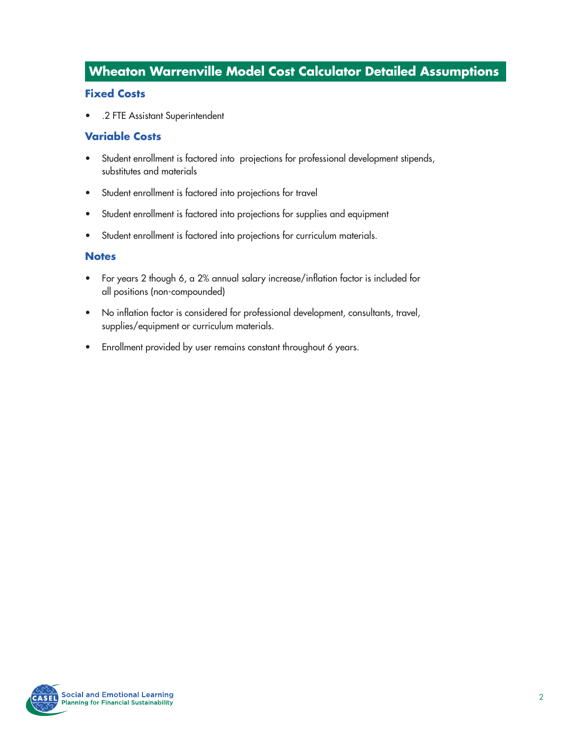## Wheaton Warrenville Model Cost Calculator Detailed Assumptions

### Fixed Costs

- .2 FTE Assistant Superintendent

### Variable Costs

- Student enrollment is factored into projections for professional development stipends, substitutes and materials
- Student enrollment is factored into projections for travel
- Student enrollment is factored into projections for supplies and equipment
- Student enrollment is factored into projections for curriculum materials.

### Notes

- For years 2 though 6, a 2% annual salary increase/inflation factor is included for all positions (non-compounded)
- No inflation factor is considered for professional development, consultants, travel, supplies/equipment or curriculum materials.
- Enrollment provided by user remains constant throughout 6 years.